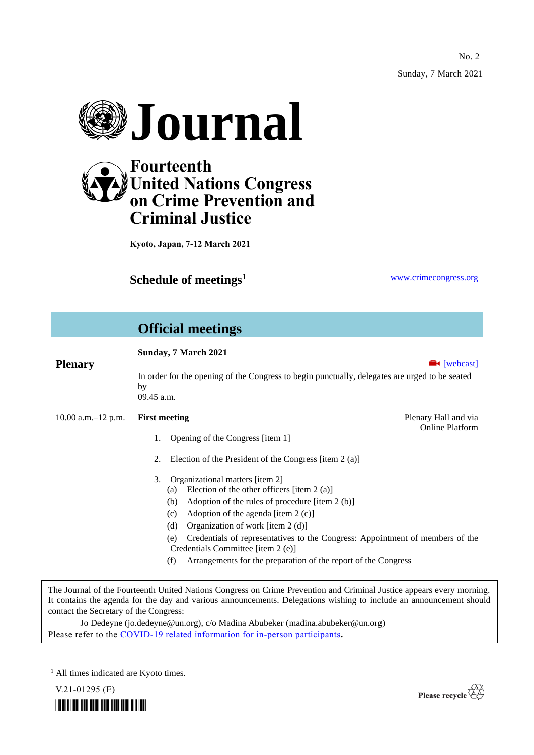No. 2

Sunday, 7 March 2021

# Journal

## Fourteenth United Nations Congress on Crime Prevention and Criminal Justice

**Kyoto, Japan, 7-12 March 2021**

## Schedule of meetings[1]

www.crimecongress.org

## Official meetings

### Plenary

**Sunday, 7 March 2021**

[webcast]

In order for the opening of the Congress to begin punctually, delegates are urged to be seated by 09.45 a.m.

10.00 a.m.–12 p.m. **First meeting** — Plenary Hall and via Online Platform

1. Opening of the Congress [item 1]
2. Election of the President of the Congress [item 2 (a)]
3. Organizational matters [item 2]
   - (a) Election of the other officers [item 2 (a)]
   - (b) Adoption of the rules of procedure [item 2 (b)]
   - (c) Adoption of the agenda [item 2 (c)]
   - (d) Organization of work [item 2 (d)]
   - (e) Credentials of representatives to the Congress: Appointment of members of the Credentials Committee [item 2 (e)]
   - (f) Arrangements for the preparation of the report of the Congress

The Journal of the Fourteenth United Nations Congress on Crime Prevention and Criminal Justice appears every morning. It contains the agenda for the day and various announcements. Delegations wishing to include an announcement should contact the Secretary of the Congress:

Jo Dedeyne (jo.dedeyne@un.org), c/o Madina Abubeker (madina.abubeker@un.org)

Please refer to the COVID-19 related information for in-person participants.

[1] All times indicated are Kyoto times.

V.21-01295 (E)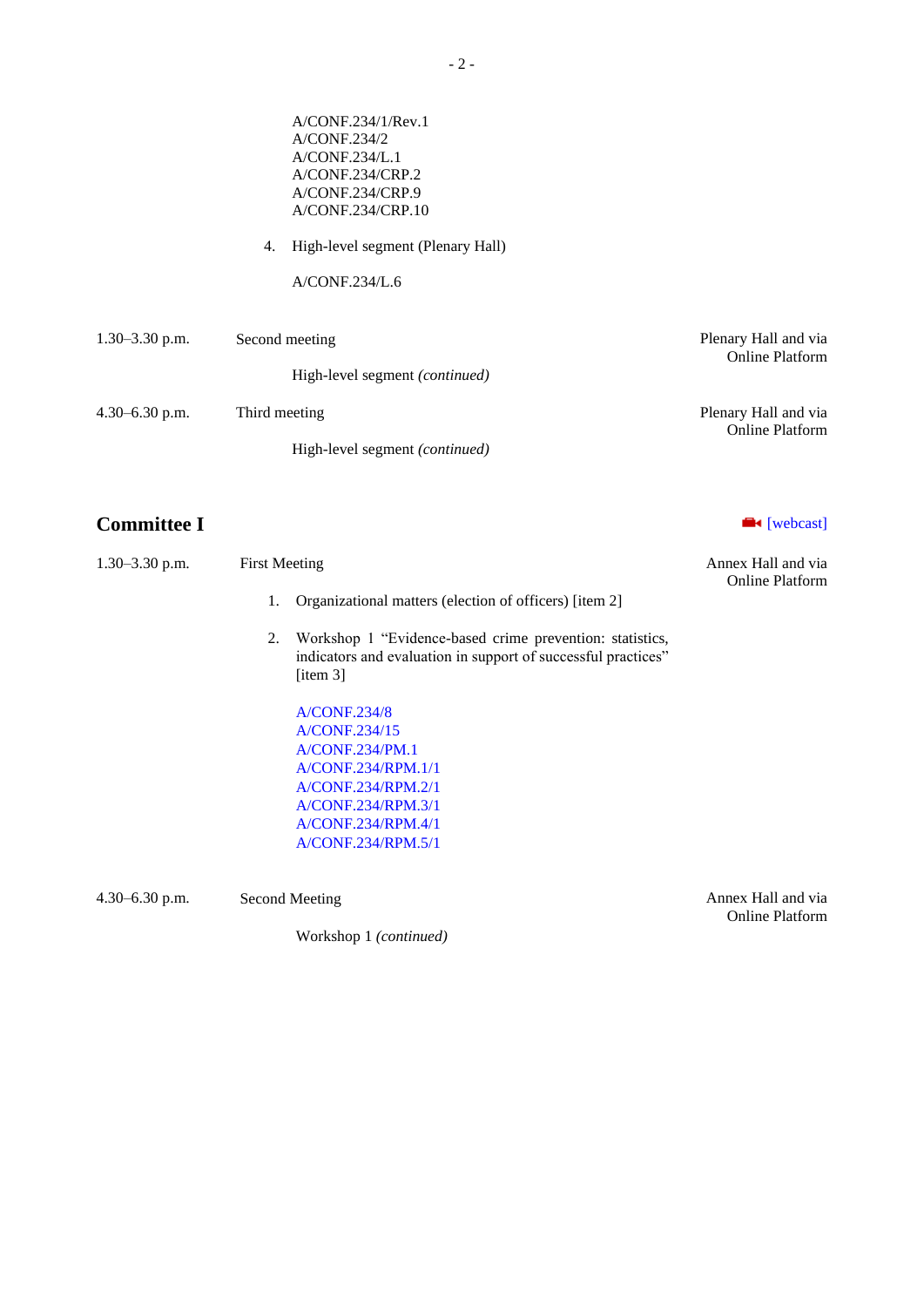A/CONF.234/1/Rev.1
A/CONF.234/2
A/CONF.234/L.1
A/CONF.234/CRP.2
A/CONF.234/CRP.9
A/CONF.234/CRP.10

4. High-level segment (Plenary Hall)

A/CONF.234/L.6

1.30–3.30 p.m. Second meeting — Plenary Hall and via Online Platform

High-level segment *(continued)*

4.30–6.30 p.m. Third meeting — Plenary Hall and via Online Platform

High-level segment *(continued)*

## Committee I

[webcast]

1.30–3.30 p.m. First Meeting — Annex Hall and via Online Platform

1. Organizational matters (election of officers) [item 2]

2. Workshop 1 "Evidence-based crime prevention: statistics, indicators and evaluation in support of successful practices" [item 3]

A/CONF.234/8
A/CONF.234/15
A/CONF.234/PM.1
A/CONF.234/RPM.1/1
A/CONF.234/RPM.2/1
A/CONF.234/RPM.3/1
A/CONF.234/RPM.4/1
A/CONF.234/RPM.5/1

4.30–6.30 p.m. Second Meeting — Annex Hall and via Online Platform

Workshop 1 *(continued)*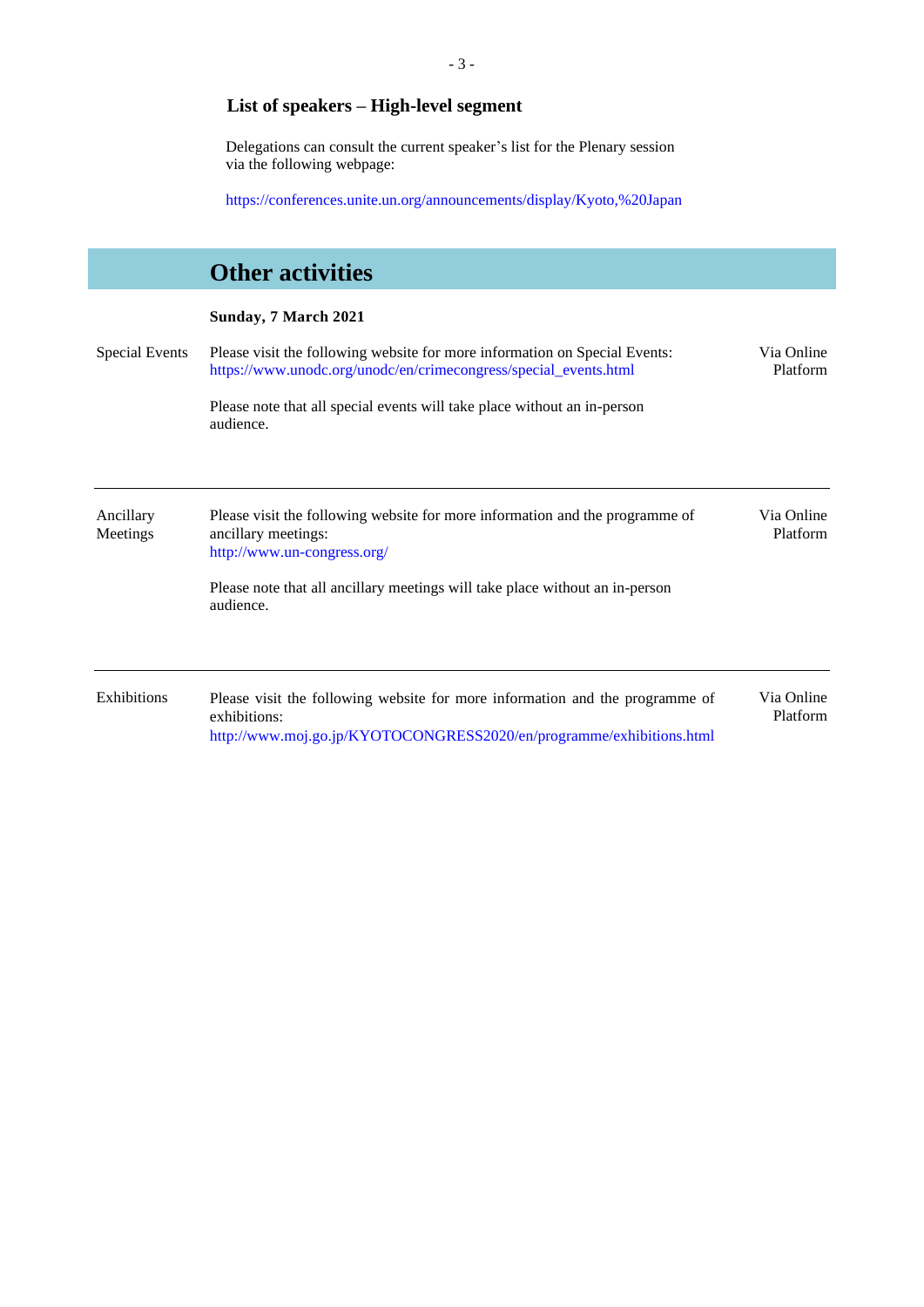## List of speakers – High-level segment

Delegations can consult the current speaker's list for the Plenary session via the following webpage:

https://conferences.unite.un.org/announcements/display/Kyoto,%20Japan

# Other activities

**Sunday, 7 March 2021**

| | | |
|---|---|---|
| Special Events | Please visit the following website for more information on Special Events: https://www.unodc.org/unodc/en/crimecongress/special_events.html<br><br>Please note that all special events will take place without an in-person audience. | Via Online Platform |
| Ancillary Meetings | Please visit the following website for more information and the programme of ancillary meetings: http://www.un-congress.org/<br><br>Please note that all ancillary meetings will take place without an in-person audience. | Via Online Platform |
| Exhibitions | Please visit the following website for more information and the programme of exhibitions: http://www.moj.go.jp/KYOTOCONGRESS2020/en/programme/exhibitions.html | Via Online Platform |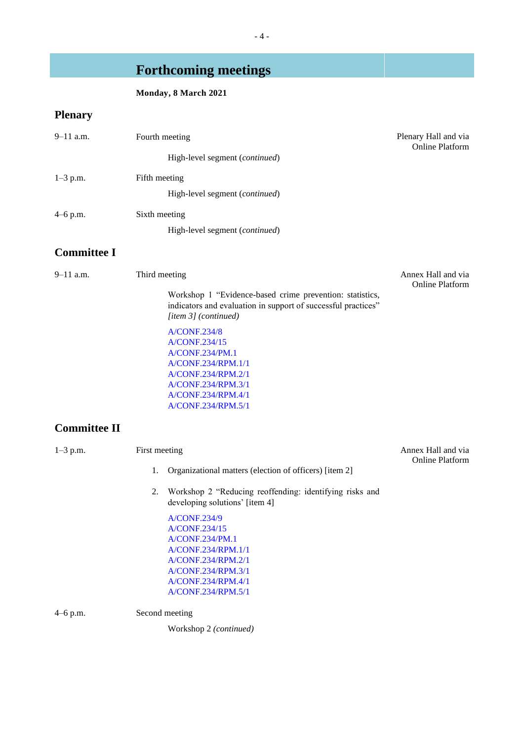# Forthcoming meetings

**Monday, 8 March 2021**

## Plenary

9–11 a.m. Fourth meeting — Plenary Hall and via Online Platform

High-level segment (*continued*)

1–3 p.m. Fifth meeting

High-level segment (*continued*)

4–6 p.m. Sixth meeting

High-level segment (*continued*)

## Committee I

9–11 a.m. Third meeting — Annex Hall and via Online Platform

Workshop 1 "Evidence-based crime prevention: statistics, indicators and evaluation in support of successful practices" *[item 3] (continued)*

A/CONF.234/8
A/CONF.234/15
A/CONF.234/PM.1
A/CONF.234/RPM.1/1
A/CONF.234/RPM.2/1
A/CONF.234/RPM.3/1
A/CONF.234/RPM.4/1
A/CONF.234/RPM.5/1

## Committee II

1–3 p.m. First meeting — Annex Hall and via Online Platform

1. Organizational matters (election of officers) [item 2]

2. Workshop 2 "Reducing reoffending: identifying risks and developing solutions' [item 4]

A/CONF.234/9
A/CONF.234/15
A/CONF.234/PM.1
A/CONF.234/RPM.1/1
A/CONF.234/RPM.2/1
A/CONF.234/RPM.3/1
A/CONF.234/RPM.4/1
A/CONF.234/RPM.5/1

4–6 p.m. Second meeting

Workshop 2 *(continued)*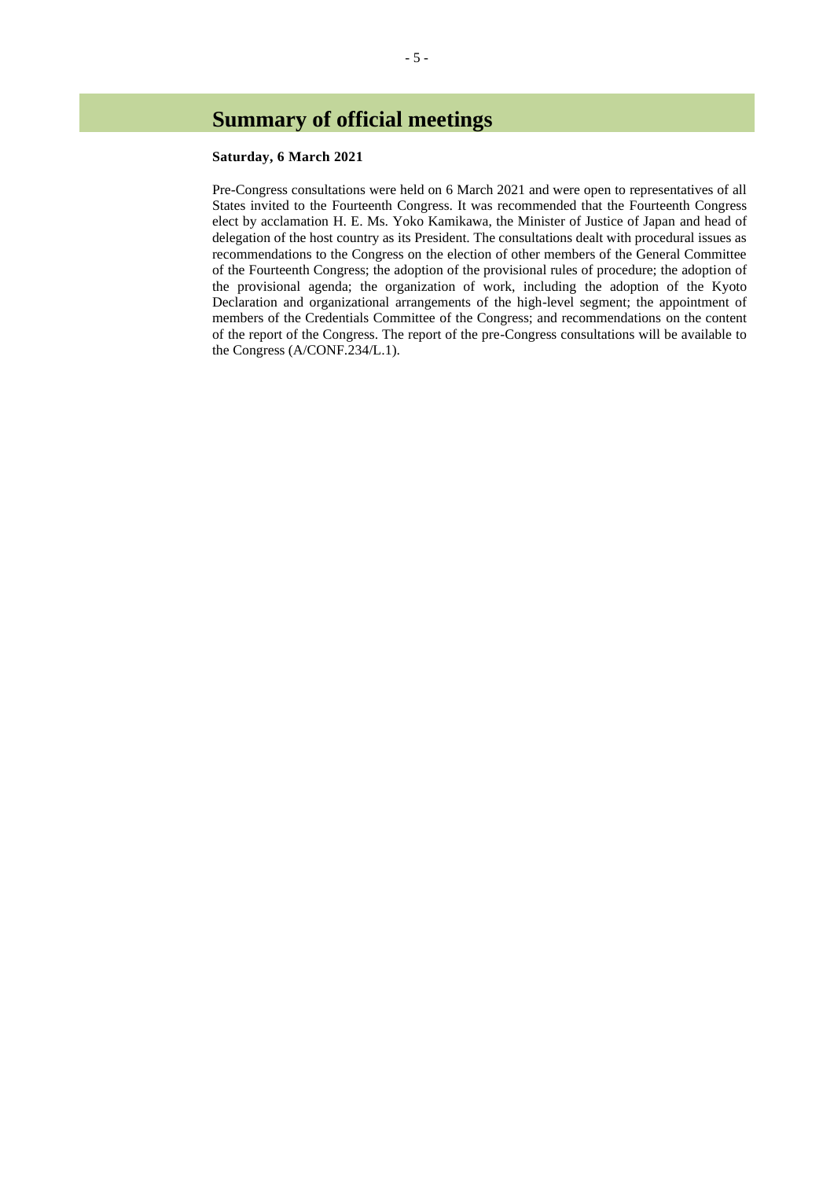# Summary of official meetings

**Saturday, 6 March 2021**

Pre-Congress consultations were held on 6 March 2021 and were open to representatives of all States invited to the Fourteenth Congress. It was recommended that the Fourteenth Congress elect by acclamation H. E. Ms. Yoko Kamikawa, the Minister of Justice of Japan and head of delegation of the host country as its President. The consultations dealt with procedural issues as recommendations to the Congress on the election of other members of the General Committee of the Fourteenth Congress; the adoption of the provisional rules of procedure; the adoption of the provisional agenda; the organization of work, including the adoption of the Kyoto Declaration and organizational arrangements of the high-level segment; the appointment of members of the Credentials Committee of the Congress; and recommendations on the content of the report of the Congress. The report of the pre-Congress consultations will be available to the Congress (A/CONF.234/L.1).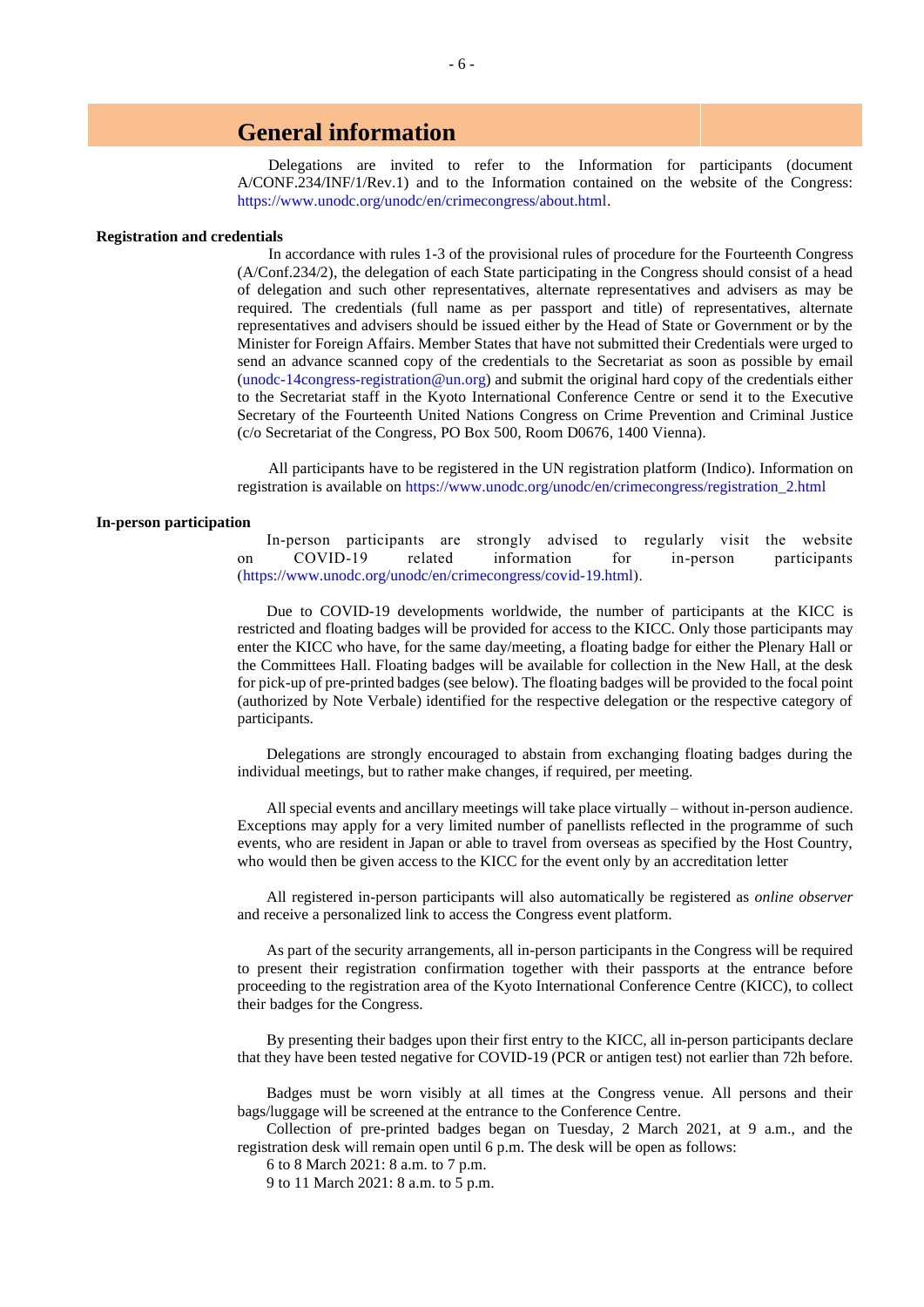# General information

Delegations are invited to refer to the Information for participants (document A/CONF.234/INF/1/Rev.1) and to the Information contained on the website of the Congress: https://www.unodc.org/unodc/en/crimecongress/about.html.

**Registration and credentials**

In accordance with rules 1-3 of the provisional rules of procedure for the Fourteenth Congress (A/Conf.234/2), the delegation of each State participating in the Congress should consist of a head of delegation and such other representatives, alternate representatives and advisers as may be required. The credentials (full name as per passport and title) of representatives, alternate representatives and advisers should be issued either by the Head of State or Government or by the Minister for Foreign Affairs. Member States that have not submitted their Credentials were urged to send an advance scanned copy of the credentials to the Secretariat as soon as possible by email (unodc-14congress-registration@un.org) and submit the original hard copy of the credentials either to the Secretariat staff in the Kyoto International Conference Centre or send it to the Executive Secretary of the Fourteenth United Nations Congress on Crime Prevention and Criminal Justice (c/o Secretariat of the Congress, PO Box 500, Room D0676, 1400 Vienna).

All participants have to be registered in the UN registration platform (Indico). Information on registration is available on https://www.unodc.org/unodc/en/crimecongress/registration_2.html

**In-person participation**

In-person participants are strongly advised to regularly visit the website on COVID-19 related information for in-person participants (https://www.unodc.org/unodc/en/crimecongress/covid-19.html).

Due to COVID-19 developments worldwide, the number of participants at the KICC is restricted and floating badges will be provided for access to the KICC. Only those participants may enter the KICC who have, for the same day/meeting, a floating badge for either the Plenary Hall or the Committees Hall. Floating badges will be available for collection in the New Hall, at the desk for pick-up of pre-printed badges (see below). The floating badges will be provided to the focal point (authorized by Note Verbale) identified for the respective delegation or the respective category of participants.

Delegations are strongly encouraged to abstain from exchanging floating badges during the individual meetings, but to rather make changes, if required, per meeting.

All special events and ancillary meetings will take place virtually – without in-person audience. Exceptions may apply for a very limited number of panellists reflected in the programme of such events, who are resident in Japan or able to travel from overseas as specified by the Host Country, who would then be given access to the KICC for the event only by an accreditation letter

All registered in-person participants will also automatically be registered as *online observer* and receive a personalized link to access the Congress event platform.

As part of the security arrangements, all in-person participants in the Congress will be required to present their registration confirmation together with their passports at the entrance before proceeding to the registration area of the Kyoto International Conference Centre (KICC), to collect their badges for the Congress.

By presenting their badges upon their first entry to the KICC, all in-person participants declare that they have been tested negative for COVID-19 (PCR or antigen test) not earlier than 72h before.

Badges must be worn visibly at all times at the Congress venue. All persons and their bags/luggage will be screened at the entrance to the Conference Centre.

Collection of pre-printed badges began on Tuesday, 2 March 2021, at 9 a.m., and the registration desk will remain open until 6 p.m. The desk will be open as follows:

6 to 8 March 2021: 8 a.m. to 7 p.m.

9 to 11 March 2021: 8 a.m. to 5 p.m.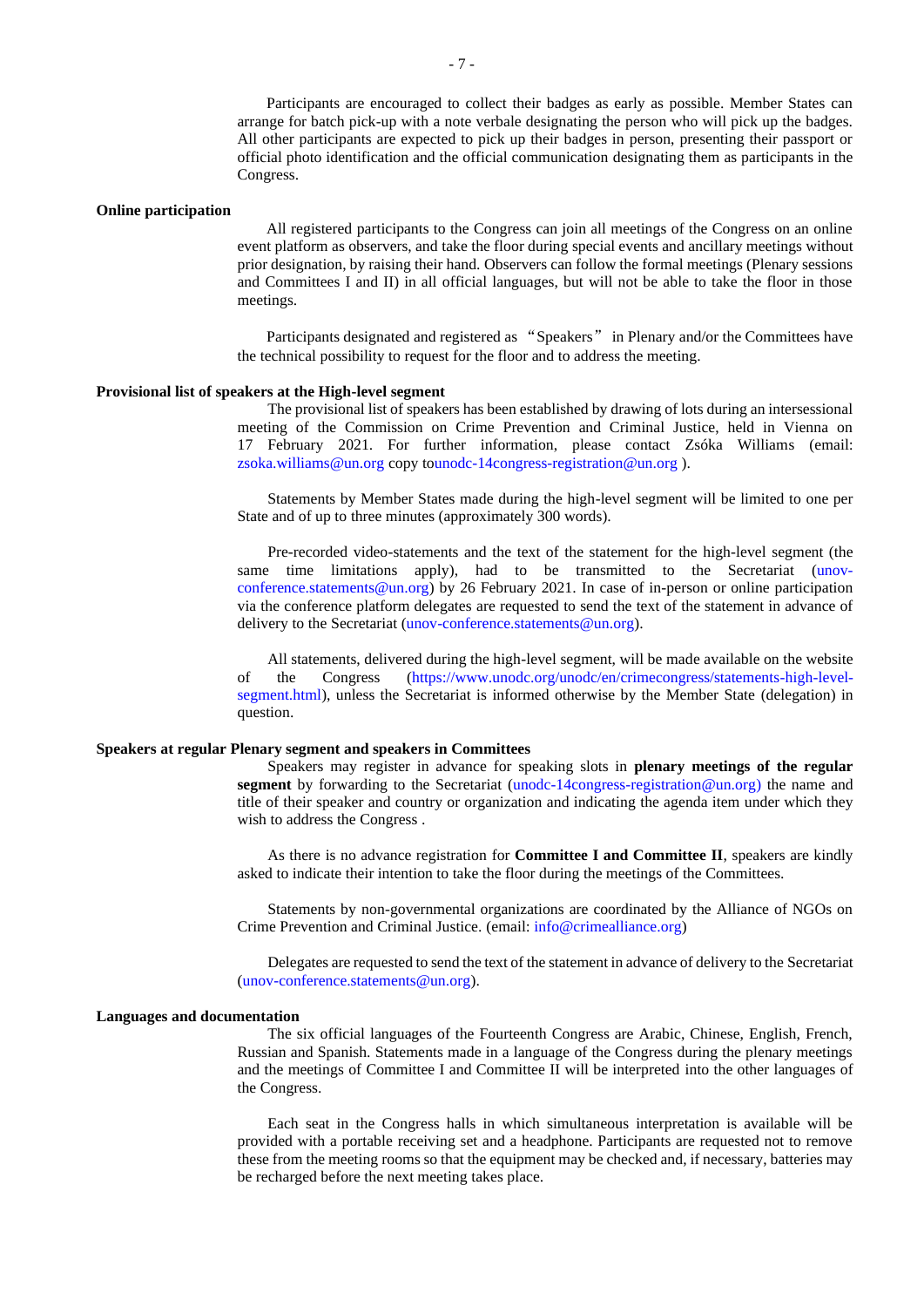Participants are encouraged to collect their badges as early as possible. Member States can arrange for batch pick-up with a note verbale designating the person who will pick up the badges. All other participants are expected to pick up their badges in person, presenting their passport or official photo identification and the official communication designating them as participants in the Congress.

**Online participation**

All registered participants to the Congress can join all meetings of the Congress on an online event platform as observers, and take the floor during special events and ancillary meetings without prior designation, by raising their hand. Observers can follow the formal meetings (Plenary sessions and Committees I and II) in all official languages, but will not be able to take the floor in those meetings.

Participants designated and registered as "Speakers" in Plenary and/or the Committees have the technical possibility to request for the floor and to address the meeting.

**Provisional list of speakers at the High-level segment**

The provisional list of speakers has been established by drawing of lots during an intersessional meeting of the Commission on Crime Prevention and Criminal Justice, held in Vienna on 17 February 2021. For further information, please contact Zsóka Williams (email: zsoka.williams@un.org copy tounodc-14congress-registration@un.org ).

Statements by Member States made during the high-level segment will be limited to one per State and of up to three minutes (approximately 300 words).

Pre-recorded video-statements and the text of the statement for the high-level segment (the same time limitations apply), had to be transmitted to the Secretariat (unov-conference.statements@un.org) by 26 February 2021. In case of in-person or online participation via the conference platform delegates are requested to send the text of the statement in advance of delivery to the Secretariat (unov-conference.statements@un.org).

All statements, delivered during the high-level segment, will be made available on the website of the Congress (https://www.unodc.org/unodc/en/crimecongress/statements-high-level-segment.html), unless the Secretariat is informed otherwise by the Member State (delegation) in question.

**Speakers at regular Plenary segment and speakers in Committees**

Speakers may register in advance for speaking slots in **plenary meetings of the regular segment** by forwarding to the Secretariat (unodc-14congress-registration@un.org) the name and title of their speaker and country or organization and indicating the agenda item under which they wish to address the Congress .

As there is no advance registration for **Committee I and Committee II**, speakers are kindly asked to indicate their intention to take the floor during the meetings of the Committees.

Statements by non-governmental organizations are coordinated by the Alliance of NGOs on Crime Prevention and Criminal Justice. (email: info@crimealliance.org)

Delegates are requested to send the text of the statement in advance of delivery to the Secretariat (unov-conference.statements@un.org).

**Languages and documentation**

The six official languages of the Fourteenth Congress are Arabic, Chinese, English, French, Russian and Spanish. Statements made in a language of the Congress during the plenary meetings and the meetings of Committee I and Committee II will be interpreted into the other languages of the Congress.

Each seat in the Congress halls in which simultaneous interpretation is available will be provided with a portable receiving set and a headphone. Participants are requested not to remove these from the meeting rooms so that the equipment may be checked and, if necessary, batteries may be recharged before the next meeting takes place.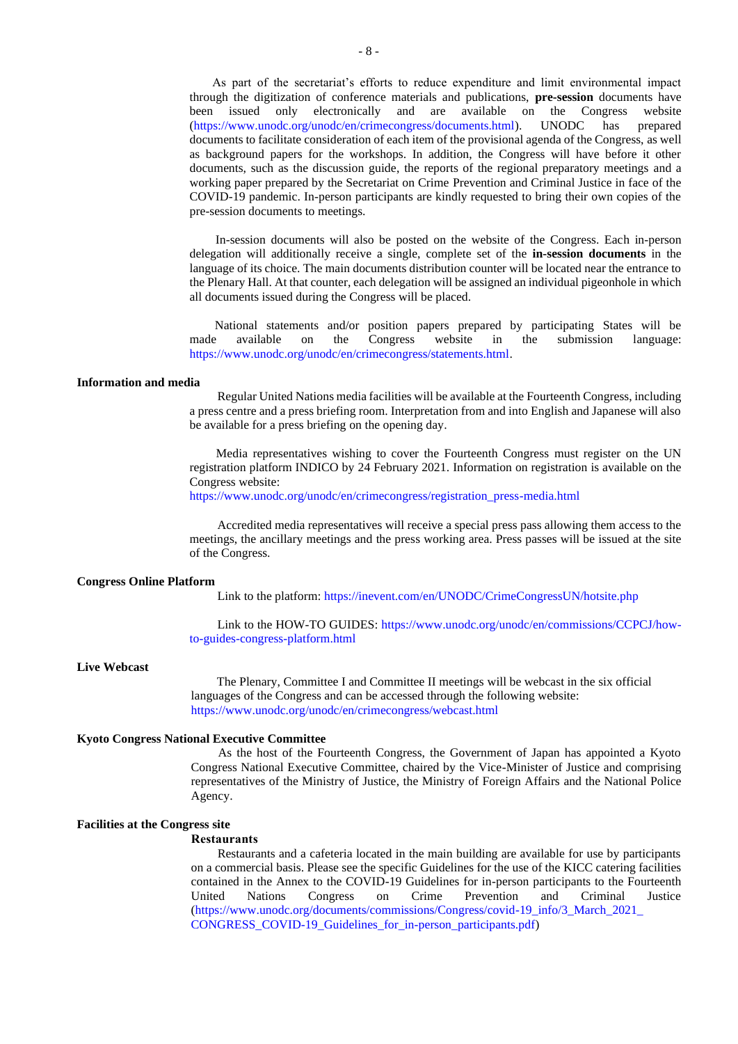As part of the secretariat's efforts to reduce expenditure and limit environmental impact through the digitization of conference materials and publications, **pre-session** documents have been issued only electronically and are available on the Congress website (https://www.unodc.org/unodc/en/crimecongress/documents.html). UNODC has prepared documents to facilitate consideration of each item of the provisional agenda of the Congress, as well as background papers for the workshops. In addition, the Congress will have before it other documents, such as the discussion guide, the reports of the regional preparatory meetings and a working paper prepared by the Secretariat on Crime Prevention and Criminal Justice in face of the COVID-19 pandemic. In-person participants are kindly requested to bring their own copies of the pre-session documents to meetings.

In-session documents will also be posted on the website of the Congress. Each in-person delegation will additionally receive a single, complete set of the **in-session documents** in the language of its choice. The main documents distribution counter will be located near the entrance to the Plenary Hall. At that counter, each delegation will be assigned an individual pigeonhole in which all documents issued during the Congress will be placed.

National statements and/or position papers prepared by participating States will be made available on the Congress website in the submission language: https://www.unodc.org/unodc/en/crimecongress/statements.html.

**Information and media**

Regular United Nations media facilities will be available at the Fourteenth Congress, including a press centre and a press briefing room. Interpretation from and into English and Japanese will also be available for a press briefing on the opening day.

Media representatives wishing to cover the Fourteenth Congress must register on the UN registration platform INDICO by 24 February 2021. Information on registration is available on the Congress website:
https://www.unodc.org/unodc/en/crimecongress/registration_press-media.html

Accredited media representatives will receive a special press pass allowing them access to the meetings, the ancillary meetings and the press working area. Press passes will be issued at the site of the Congress.

**Congress Online Platform**

Link to the platform: https://inevent.com/en/UNODC/CrimeCongressUN/hotsite.php

Link to the HOW-TO GUIDES: https://www.unodc.org/unodc/en/commissions/CCPCJ/how-to-guides-congress-platform.html

**Live Webcast**

The Plenary, Committee I and Committee II meetings will be webcast in the six official languages of the Congress and can be accessed through the following website:
https://www.unodc.org/unodc/en/crimecongress/webcast.html

**Kyoto Congress National Executive Committee**

As the host of the Fourteenth Congress, the Government of Japan has appointed a Kyoto Congress National Executive Committee, chaired by the Vice-Minister of Justice and comprising representatives of the Ministry of Justice, the Ministry of Foreign Affairs and the National Police Agency.

**Facilities at the Congress site**

**Restaurants**

Restaurants and a cafeteria located in the main building are available for use by participants on a commercial basis. Please see the specific Guidelines for the use of the KICC catering facilities contained in the Annex to the COVID-19 Guidelines for in-person participants to the Fourteenth United Nations Congress on Crime Prevention and Criminal Justice (https://www.unodc.org/documents/commissions/Congress/covid-19_info/3_March_2021_CONGRESS_COVID-19_Guidelines_for_in-person_participants.pdf)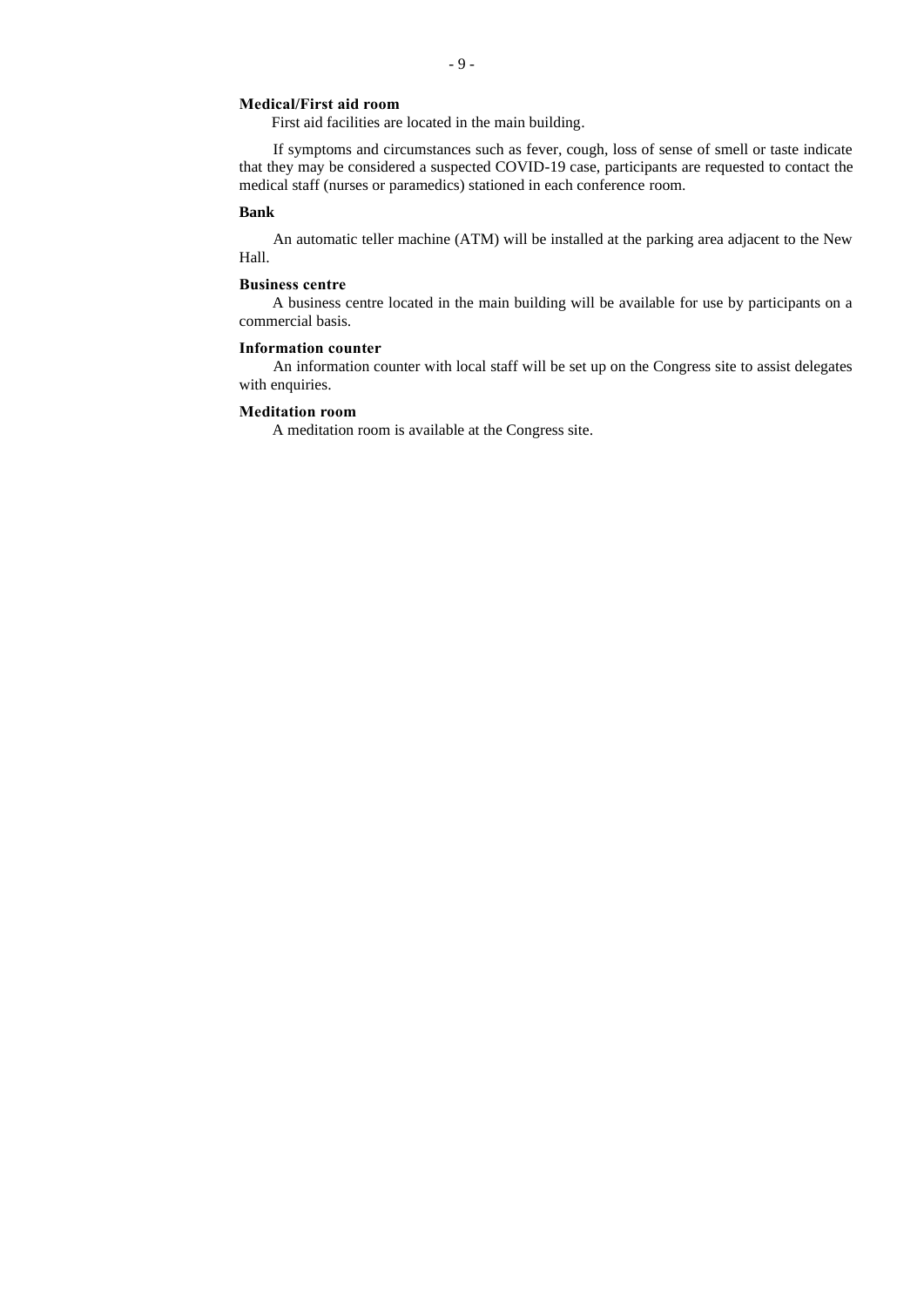**Medical/First aid room**

First aid facilities are located in the main building.

If symptoms and circumstances such as fever, cough, loss of sense of smell or taste indicate that they may be considered a suspected COVID-19 case, participants are requested to contact the medical staff (nurses or paramedics) stationed in each conference room.

**Bank**

An automatic teller machine (ATM) will be installed at the parking area adjacent to the New Hall.

**Business centre**

A business centre located in the main building will be available for use by participants on a commercial basis.

**Information counter**

An information counter with local staff will be set up on the Congress site to assist delegates with enquiries.

**Meditation room**

A meditation room is available at the Congress site.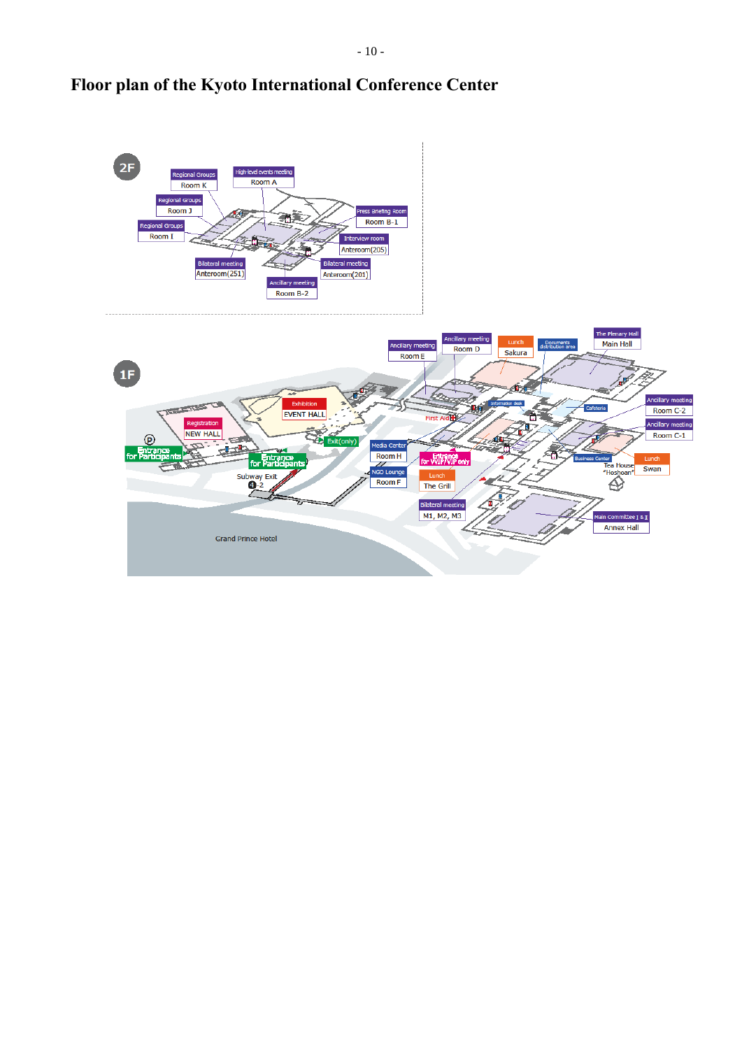# Floor plan of the Kyoto International Conference Center

2F

Regional Groups
Room K

High-level events meeting
Room A

Regional Groups
Room J

Press Briefing Room
Room B-1

Regional Groups
Room I

Interview room
Anteroom(205)

Bilateral meeting
Anteroom(251)

Bilateral meeting
Anteroom(201)

Ancillary meeting
Room B-2

1F

Ancillary meeting
Room E

Ancillary meeting
Room D

Lunch
Sakura

Documents distribution area

The Plenary Hall
Main Hall

Information desk

Exhibition
EVENT HALL

Cafeteria

Ancillary meeting
Room C-2

Registration
NEW HALL

First Aid

Ancillary meeting
Room C-1

Exit(only)

Entrance for Participants

Media Center
Room H

Entrance for VVIP/VIP only

Business Center

Lunch
Swan

Entrance for Participants

NGO Lounge
Room F

Lunch
The Grill

Tea House "Hoshoan"

Subway Exit
4-2

Bilateral meeting
M1, M2, M3

Main Committee I & II
Annex Hall

Grand Prince Hotel